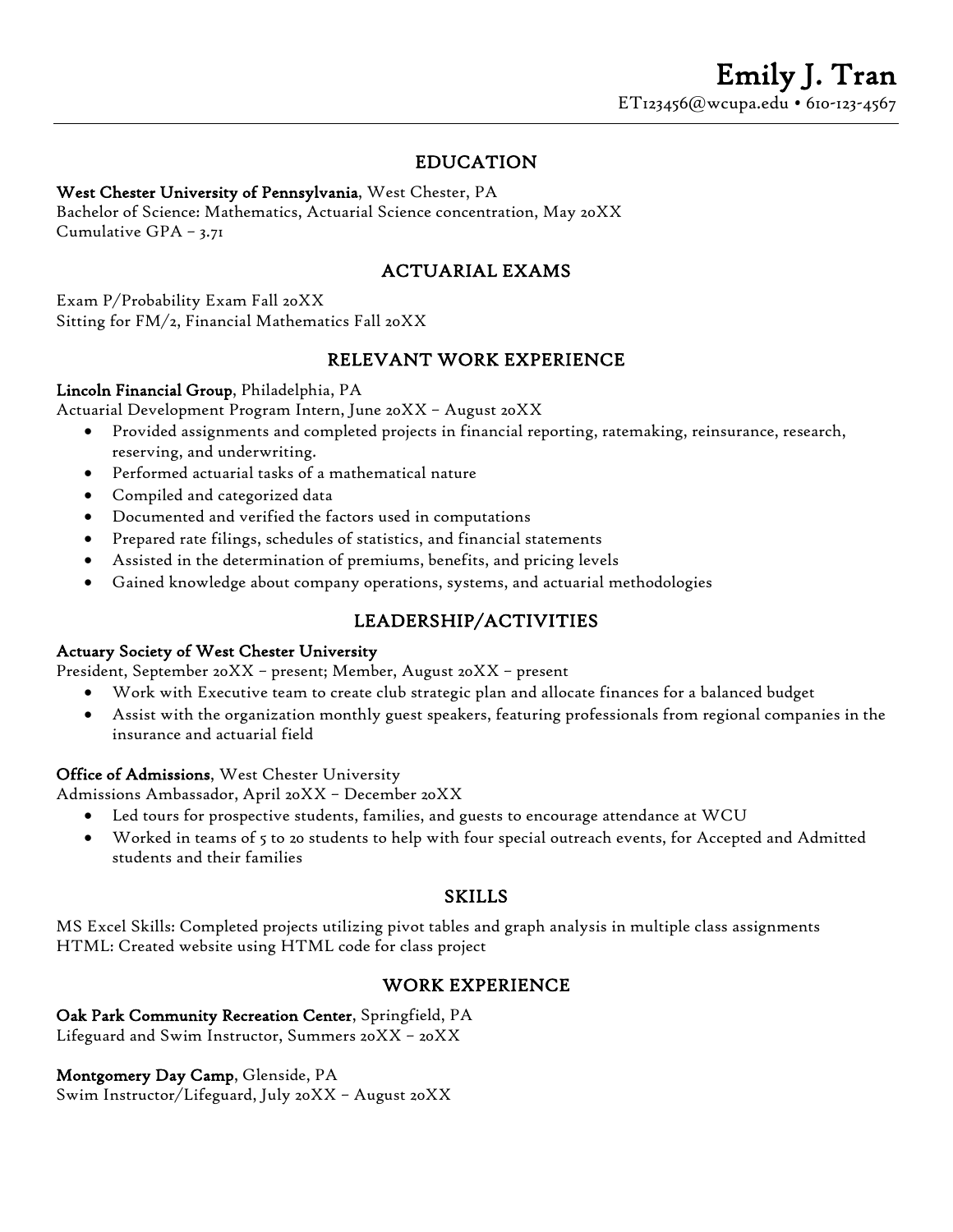# Emily J. Tran

ET123456@wcupa.edu • 610-123-4567

## EDUCATION

**West Chester University of Pennsylvania**, West Chester, PA
Bachelor of Science: Mathematics, Actuarial Science concentration, May 20XX
Cumulative GPA – 3.71

## ACTUARIAL EXAMS

Exam P/Probability Exam Fall 20XX
Sitting for FM/2, Financial Mathematics Fall 20XX

## RELEVANT WORK EXPERIENCE

**Lincoln Financial Group**, Philadelphia, PA
Actuarial Development Program Intern, June 20XX – August 20XX

- Provided assignments and completed projects in financial reporting, ratemaking, reinsurance, research, reserving, and underwriting.
- Performed actuarial tasks of a mathematical nature
- Compiled and categorized data
- Documented and verified the factors used in computations
- Prepared rate filings, schedules of statistics, and financial statements
- Assisted in the determination of premiums, benefits, and pricing levels
- Gained knowledge about company operations, systems, and actuarial methodologies

## LEADERSHIP/ACTIVITIES

**Actuary Society of West Chester University**
President, September 20XX – present; Member, August 20XX – present

- Work with Executive team to create club strategic plan and allocate finances for a balanced budget
- Assist with the organization monthly guest speakers, featuring professionals from regional companies in the insurance and actuarial field

**Office of Admissions**, West Chester University
Admissions Ambassador, April 20XX – December 20XX

- Led tours for prospective students, families, and guests to encourage attendance at WCU
- Worked in teams of 5 to 20 students to help with four special outreach events, for Accepted and Admitted students and their families

## SKILLS

MS Excel Skills: Completed projects utilizing pivot tables and graph analysis in multiple class assignments
HTML: Created website using HTML code for class project

## WORK EXPERIENCE

**Oak Park Community Recreation Center**, Springfield, PA
Lifeguard and Swim Instructor, Summers 20XX – 20XX

**Montgomery Day Camp**, Glenside, PA
Swim Instructor/Lifeguard, July 20XX – August 20XX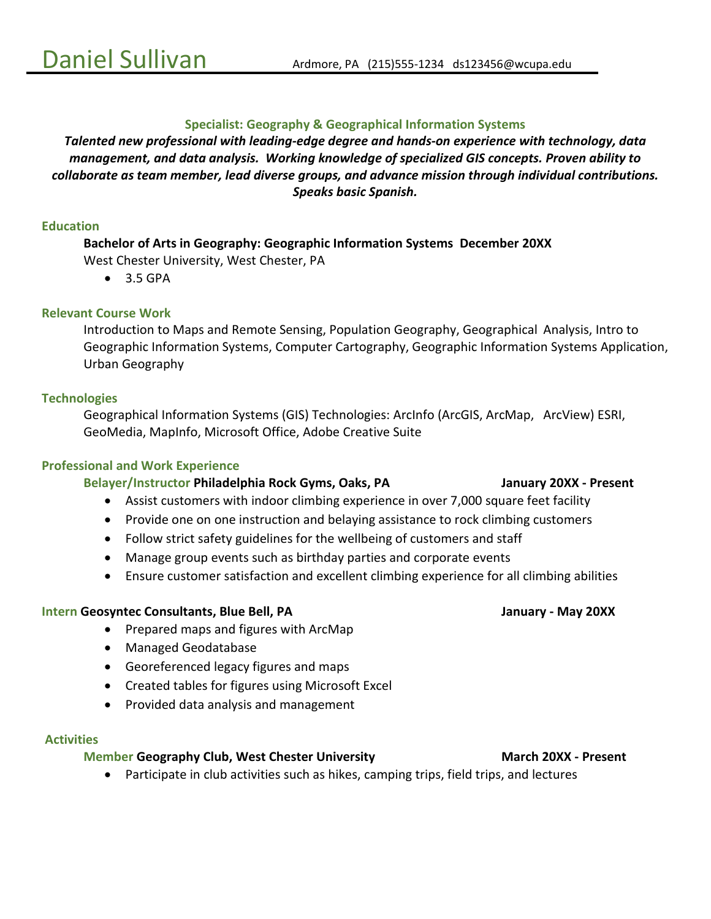# Daniel Sullivan

Ardmore, PA (215)555-1234 ds123456@wcupa.edu

**Specialist: Geography & Geographical Information Systems**

***Talented new professional with leading-edge degree and hands-on experience with technology, data management, and data analysis. Working knowledge of specialized GIS concepts. Proven ability to collaborate as team member, lead diverse groups, and advance mission through individual contributions. Speaks basic Spanish.***

## Education

**Bachelor of Arts in Geography: Geographic Information Systems December 20XX**

West Chester University, West Chester, PA

- 3.5 GPA

## Relevant Course Work

Introduction to Maps and Remote Sensing, Population Geography, Geographical Analysis, Intro to Geographic Information Systems, Computer Cartography, Geographic Information Systems Application, Urban Geography

## Technologies

Geographical Information Systems (GIS) Technologies: ArcInfo (ArcGIS, ArcMap, ArcView) ESRI, GeoMedia, MapInfo, Microsoft Office, Adobe Creative Suite

## Professional and Work Experience

**Belayer/Instructor Philadelphia Rock Gyms, Oaks, PA** **January 20XX - Present**

- Assist customers with indoor climbing experience in over 7,000 square feet facility
- Provide one on one instruction and belaying assistance to rock climbing customers
- Follow strict safety guidelines for the wellbeing of customers and staff
- Manage group events such as birthday parties and corporate events
- Ensure customer satisfaction and excellent climbing experience for all climbing abilities

**Intern Geosyntec Consultants, Blue Bell, PA** **January - May 20XX**

- Prepared maps and figures with ArcMap
- Managed Geodatabase
- Georeferenced legacy figures and maps
- Created tables for figures using Microsoft Excel
- Provided data analysis and management

## Activities

**Member Geography Club, West Chester University** **March 20XX - Present**

- Participate in club activities such as hikes, camping trips, field trips, and lectures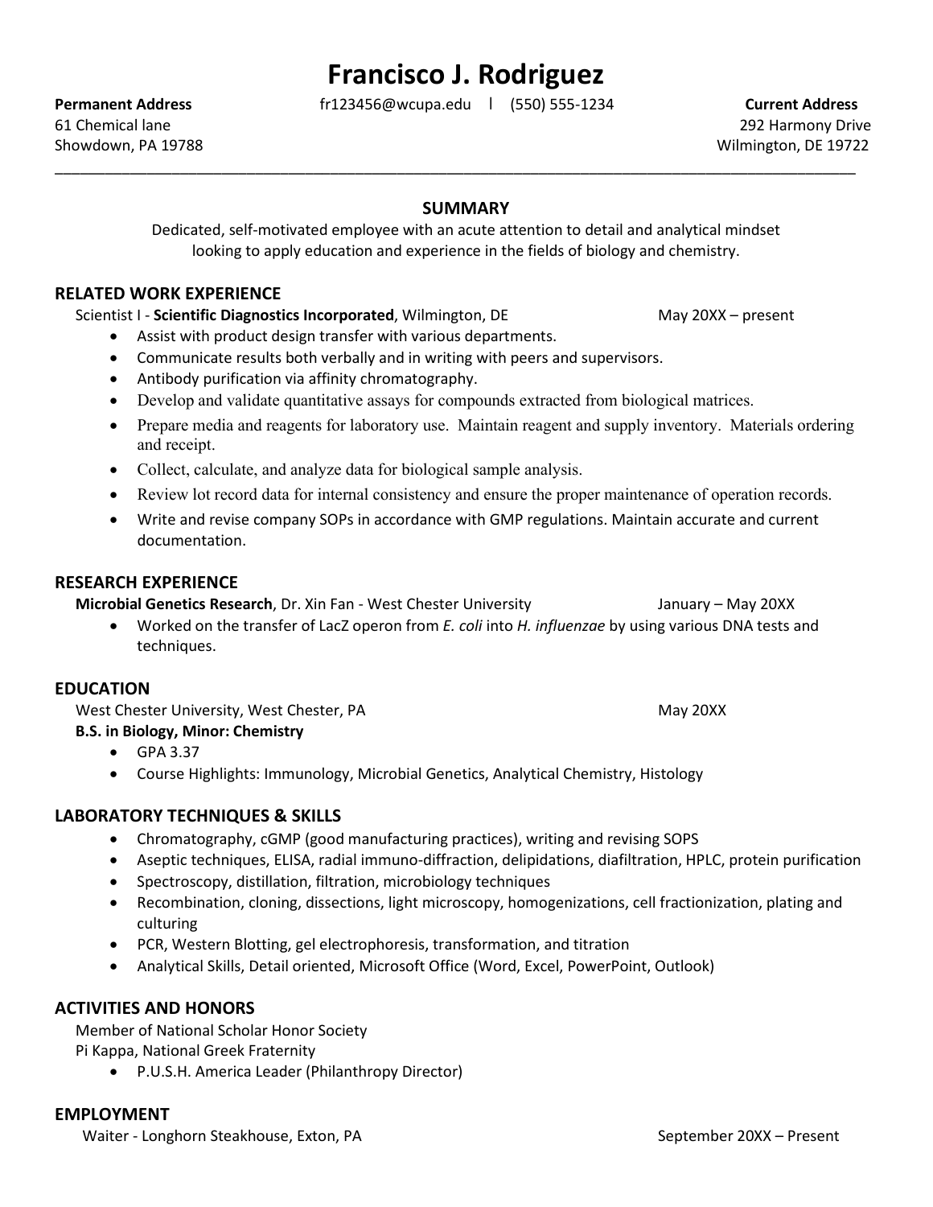# Francisco J. Rodriguez

**Permanent Address**
61 Chemical lane
Showdown, PA 19788

fr123456@wcupa.edu | (550) 555-1234

**Current Address**
292 Harmony Drive
Wilmington, DE 19722

---

## SUMMARY

Dedicated, self-motivated employee with an acute attention to detail and analytical mindset looking to apply education and experience in the fields of biology and chemistry.

## RELATED WORK EXPERIENCE

Scientist I - **Scientific Diagnostics Incorporated**, Wilmington, DE — May 20XX – present

- Assist with product design transfer with various departments.
- Communicate results both verbally and in writing with peers and supervisors.
- Antibody purification via affinity chromatography.
- Develop and validate quantitative assays for compounds extracted from biological matrices.
- Prepare media and reagents for laboratory use. Maintain reagent and supply inventory. Materials ordering and receipt.
- Collect, calculate, and analyze data for biological sample analysis.
- Review lot record data for internal consistency and ensure the proper maintenance of operation records.
- Write and revise company SOPs in accordance with GMP regulations. Maintain accurate and current documentation.

## RESEARCH EXPERIENCE

**Microbial Genetics Research**, Dr. Xin Fan - West Chester University — January – May 20XX

- Worked on the transfer of LacZ operon from *E. coli* into *H. influenzae* by using various DNA tests and techniques.

## EDUCATION

West Chester University, West Chester, PA — May 20XX

**B.S. in Biology, Minor: Chemistry**

- GPA 3.37
- Course Highlights: Immunology, Microbial Genetics, Analytical Chemistry, Histology

## LABORATORY TECHNIQUES & SKILLS

- Chromatography, cGMP (good manufacturing practices), writing and revising SOPS
- Aseptic techniques, ELISA, radial immuno-diffraction, delipidations, diafiltration, HPLC, protein purification
- Spectroscopy, distillation, filtration, microbiology techniques
- Recombination, cloning, dissections, light microscopy, homogenizations, cell fractionization, plating and culturing
- PCR, Western Blotting, gel electrophoresis, transformation, and titration
- Analytical Skills, Detail oriented, Microsoft Office (Word, Excel, PowerPoint, Outlook)

## ACTIVITIES AND HONORS

Member of National Scholar Honor Society

Pi Kappa, National Greek Fraternity

- P.U.S.H. America Leader (Philanthropy Director)

## EMPLOYMENT

Waiter - Longhorn Steakhouse, Exton, PA — September 20XX – Present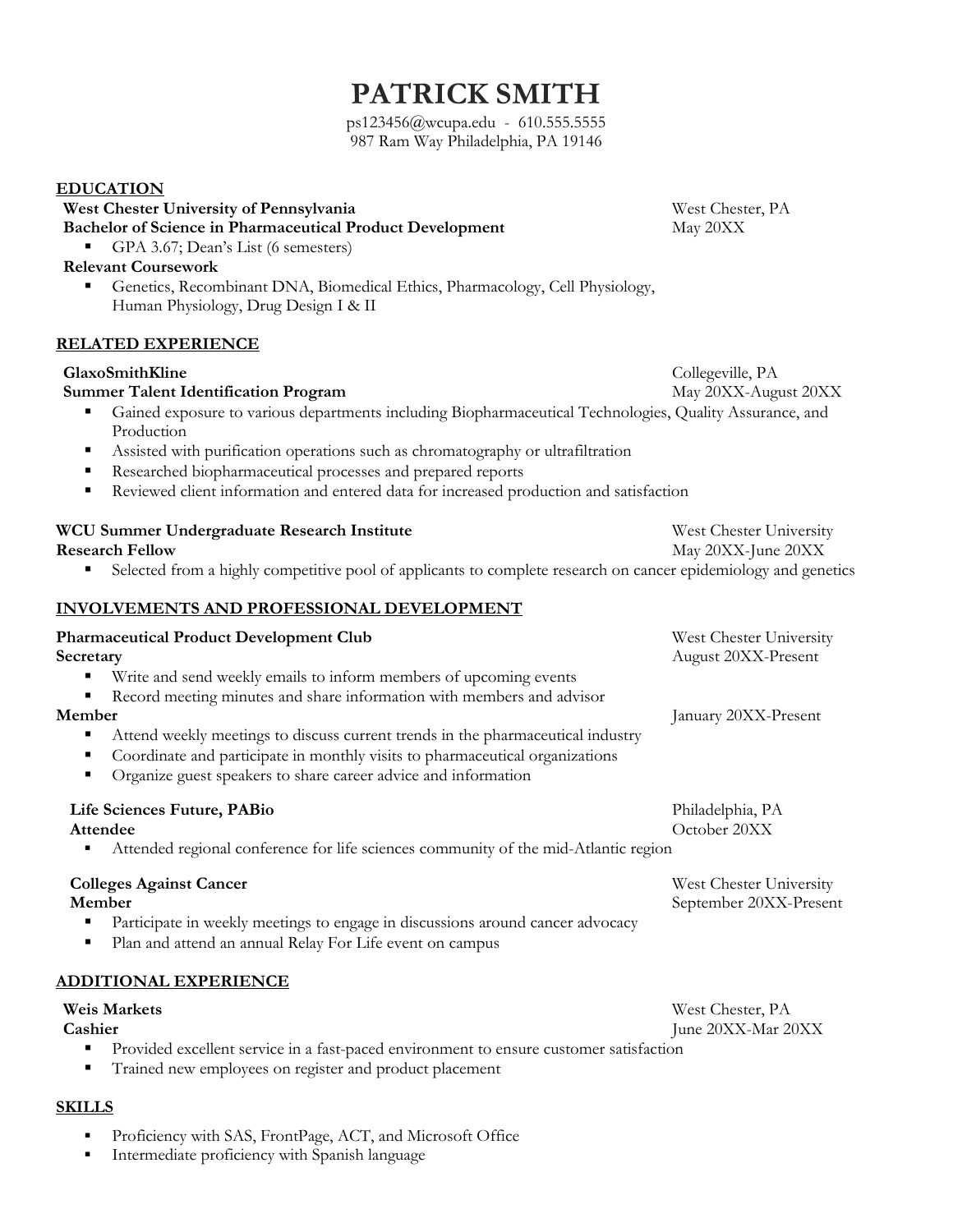# PATRICK SMITH

ps123456@wcupa.edu - 610.555.5555
987 Ram Way Philadelphia, PA 19146

## EDUCATION

**West Chester University of Pennsylvania** — West Chester, PA
**Bachelor of Science in Pharmaceutical Product Development** — May 20XX

- GPA 3.67; Dean's List (6 semesters)

**Relevant Coursework**

- Genetics, Recombinant DNA, Biomedical Ethics, Pharmacology, Cell Physiology, Human Physiology, Drug Design I & II

## RELATED EXPERIENCE

**GlaxoSmithKline** — Collegeville, PA
**Summer Talent Identification Program** — May 20XX-August 20XX

- Gained exposure to various departments including Biopharmaceutical Technologies, Quality Assurance, and Production
- Assisted with purification operations such as chromatography or ultrafiltration
- Researched biopharmaceutical processes and prepared reports
- Reviewed client information and entered data for increased production and satisfaction

**WCU Summer Undergraduate Research Institute** — West Chester University
**Research Fellow** — May 20XX-June 20XX

- Selected from a highly competitive pool of applicants to complete research on cancer epidemiology and genetics

## INVOLVEMENTS AND PROFESSIONAL DEVELOPMENT

**Pharmaceutical Product Development Club** — West Chester University
**Secretary** — August 20XX-Present

- Write and send weekly emails to inform members of upcoming events
- Record meeting minutes and share information with members and advisor

**Member** — January 20XX-Present

- Attend weekly meetings to discuss current trends in the pharmaceutical industry
- Coordinate and participate in monthly visits to pharmaceutical organizations
- Organize guest speakers to share career advice and information

**Life Sciences Future, PABio** — Philadelphia, PA
**Attendee** — October 20XX

- Attended regional conference for life sciences community of the mid-Atlantic region

**Colleges Against Cancer** — West Chester University
**Member** — September 20XX-Present

- Participate in weekly meetings to engage in discussions around cancer advocacy
- Plan and attend an annual Relay For Life event on campus

## ADDITIONAL EXPERIENCE

**Weis Markets** — West Chester, PA
**Cashier** — June 20XX-Mar 20XX

- Provided excellent service in a fast-paced environment to ensure customer satisfaction
- Trained new employees on register and product placement

## SKILLS

- Proficiency with SAS, FrontPage, ACT, and Microsoft Office
- Intermediate proficiency with Spanish language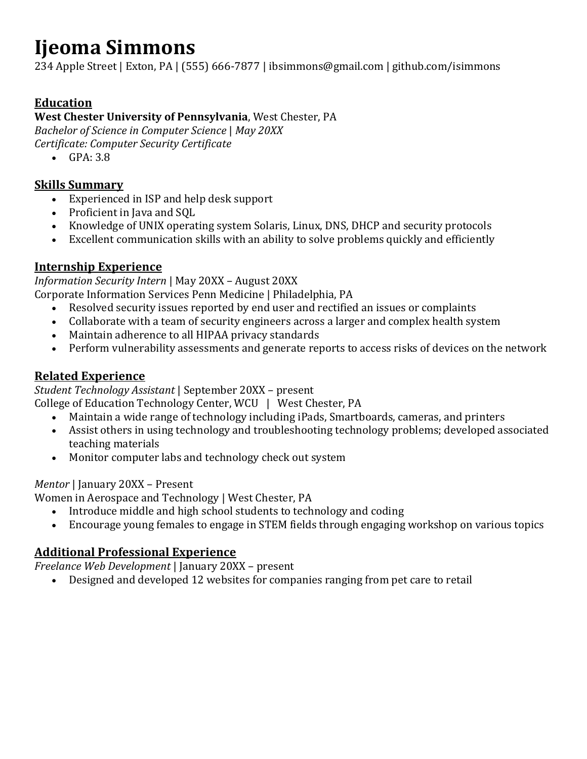# Ijeoma Simmons

234 Apple Street | Exton, PA | (555) 666-7877 | ibsimmons@gmail.com | github.com/isimmons

## Education

**West Chester University of Pennsylvania**, West Chester, PA
*Bachelor of Science in Computer Science | May 20XX*
*Certificate: Computer Security Certificate*

- GPA: 3.8

## Skills Summary

- Experienced in ISP and help desk support
- Proficient in Java and SQL
- Knowledge of UNIX operating system Solaris, Linux, DNS, DHCP and security protocols
- Excellent communication skills with an ability to solve problems quickly and efficiently

## Internship Experience

*Information Security Intern* | May 20XX – August 20XX
Corporate Information Services Penn Medicine | Philadelphia, PA

- Resolved security issues reported by end user and rectified an issues or complaints
- Collaborate with a team of security engineers across a larger and complex health system
- Maintain adherence to all HIPAA privacy standards
- Perform vulnerability assessments and generate reports to access risks of devices on the network

## Related Experience

*Student Technology Assistant* | September 20XX – present
College of Education Technology Center, WCU | West Chester, PA

- Maintain a wide range of technology including iPads, Smartboards, cameras, and printers
- Assist others in using technology and troubleshooting technology problems; developed associated teaching materials
- Monitor computer labs and technology check out system

*Mentor* | January 20XX – Present
Women in Aerospace and Technology | West Chester, PA

- Introduce middle and high school students to technology and coding
- Encourage young females to engage in STEM fields through engaging workshop on various topics

## Additional Professional Experience

*Freelance Web Development* | January 20XX – present

- Designed and developed 12 websites for companies ranging from pet care to retail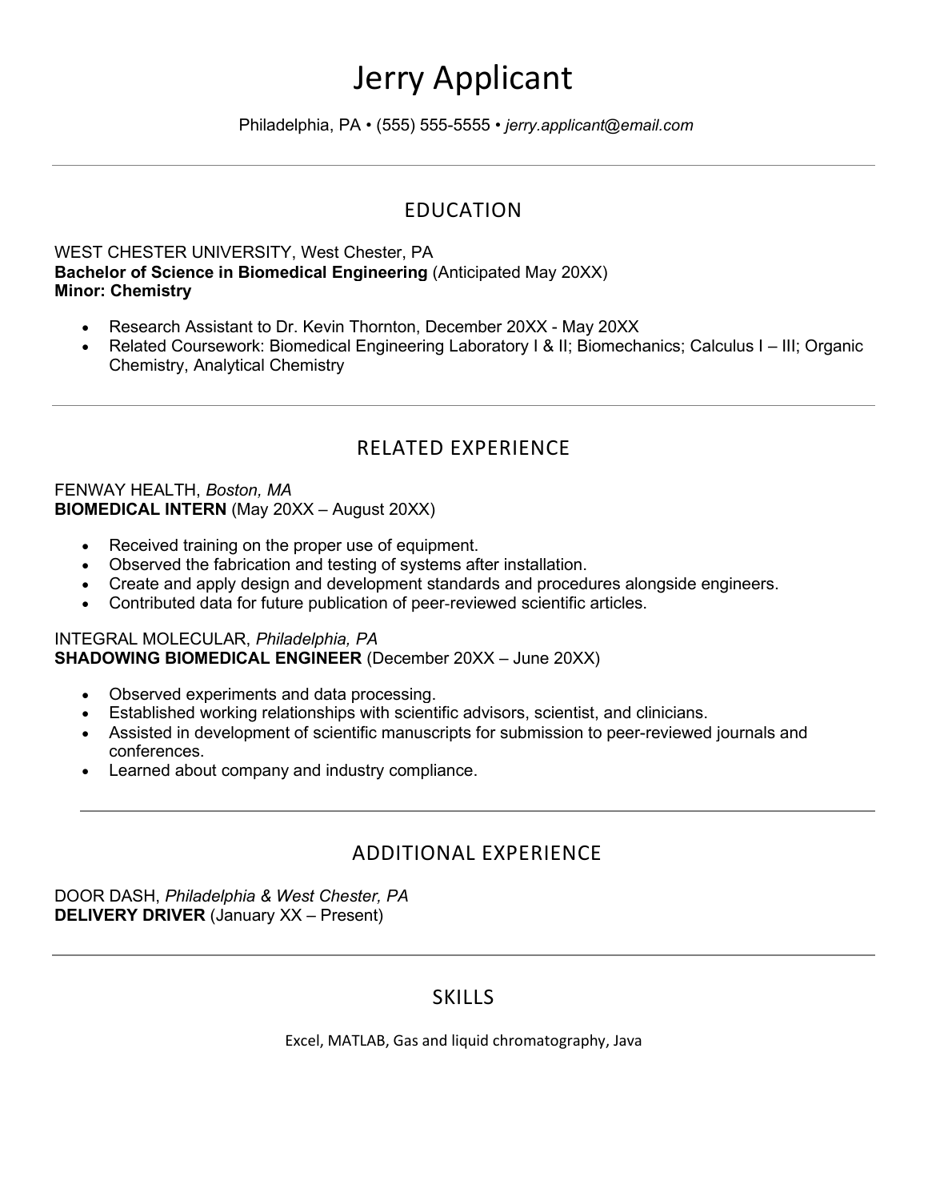# Jerry Applicant

Philadelphia, PA • (555) 555-5555 • *jerry.applicant@email.com*

---

## EDUCATION

WEST CHESTER UNIVERSITY, West Chester, PA
**Bachelor of Science in Biomedical Engineering** (Anticipated May 20XX)
**Minor: Chemistry**

- Research Assistant to Dr. Kevin Thornton, December 20XX - May 20XX
- Related Coursework: Biomedical Engineering Laboratory I & II; Biomechanics; Calculus I – III; Organic Chemistry, Analytical Chemistry

---

## RELATED EXPERIENCE

FENWAY HEALTH, *Boston, MA*
**BIOMEDICAL INTERN** (May 20XX – August 20XX)

- Received training on the proper use of equipment.
- Observed the fabrication and testing of systems after installation.
- Create and apply design and development standards and procedures alongside engineers.
- Contributed data for future publication of peer-reviewed scientific articles.

INTEGRAL MOLECULAR, *Philadelphia, PA*
**SHADOWING BIOMEDICAL ENGINEER** (December 20XX – June 20XX)

- Observed experiments and data processing.
- Established working relationships with scientific advisors, scientist, and clinicians.
- Assisted in development of scientific manuscripts for submission to peer-reviewed journals and conferences.
- Learned about company and industry compliance.

---

## ADDITIONAL EXPERIENCE

DOOR DASH, *Philadelphia & West Chester, PA*
**DELIVERY DRIVER** (January XX – Present)

---

## SKILLS

Excel, MATLAB, Gas and liquid chromatography, Java